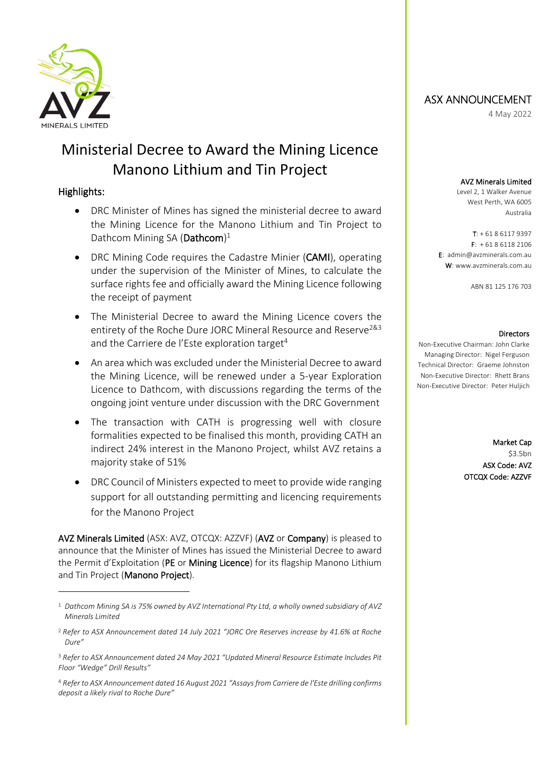# Ministerial Decree to Award the Mining Licence Manono Lithium and Tin Project

ASX ANNOUNCEMENT

4 May 2022

**AVZ Minerals Limited**
Level 2, 1 Walker Avenue
West Perth, WA 6005
Australia

**T**: + 61 8 6117 9397
**F**: + 61 8 6118 2106
**E**: admin@avzminerals.com.au
**W**: www.avzminerals.com.au

ABN 81 125 176 703

**Directors**
Non-Executive Chairman: John Clarke
Managing Director: Nigel Ferguson
Technical Director: Graeme Johnston
Non-Executive Director: Rhett Brans
Non-Executive Director: Peter Huljich

**Market Cap**
$3.5bn
**ASX Code: AVZ**
**OTCQX Code: AZZVF**

## Highlights:

- DRC Minister of Mines has signed the ministerial decree to award the Mining Licence for the Manono Lithium and Tin Project to Dathcom Mining SA (**Dathcom**)[1]
- DRC Mining Code requires the Cadastre Minier (**CAMI**), operating under the supervision of the Minister of Mines, to calculate the surface rights fee and officially award the Mining Licence following the receipt of payment
- The Ministerial Decree to award the Mining Licence covers the entirety of the Roche Dure JORC Mineral Resource and Reserve[2&3] and the Carriere de l'Este exploration target[4]
- An area which was excluded under the Ministerial Decree to award the Mining Licence, will be renewed under a 5-year Exploration Licence to Dathcom, with discussions regarding the terms of the ongoing joint venture under discussion with the DRC Government
- The transaction with CATH is progressing well with closure formalities expected to be finalised this month, providing CATH an indirect 24% interest in the Manono Project, whilst AVZ retains a majority stake of 51%
- DRC Council of Ministers expected to meet to provide wide ranging support for all outstanding permitting and licencing requirements for the Manono Project

**AVZ Minerals Limited** (ASX: AVZ, OTCQX: AZZVF) (**AVZ** or **Company**) is pleased to announce that the Minister of Mines has issued the Ministerial Decree to award the Permit d'Exploitation (**PE** or **Mining Licence**) for its flagship Manono Lithium and Tin Project (**Manono Project**).

---

[1] *Dathcom Mining SA is 75% owned by AVZ International Pty Ltd, a wholly owned subsidiary of AVZ Minerals Limited*

[2] *Refer to ASX Announcement dated 14 July 2021 "JORC Ore Reserves increase by 41.6% at Roche Dure"*

[3] *Refer to ASX Announcement dated 24 May 2021 "Updated Mineral Resource Estimate Includes Pit Floor "Wedge" Drill Results"*

[4] *Refer to ASX Announcement dated 16 August 2021 "Assays from Carriere de l'Este drilling confirms deposit a likely rival to Roche Dure"*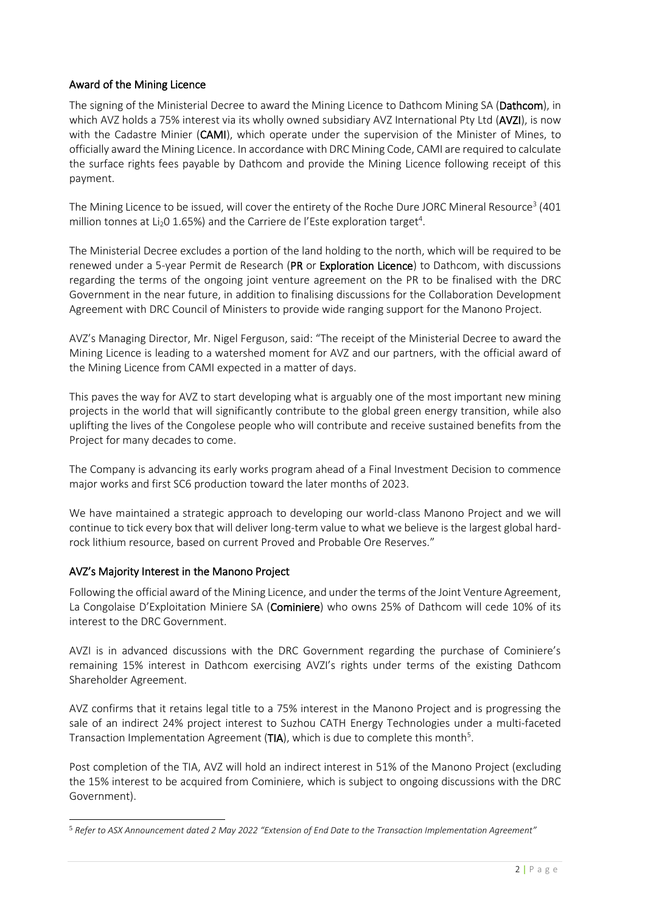## Award of the Mining Licence

The signing of the Ministerial Decree to award the Mining Licence to Dathcom Mining SA (**Dathcom**), in which AVZ holds a 75% interest via its wholly owned subsidiary AVZ International Pty Ltd (**AVZI**), is now with the Cadastre Minier (**CAMI**), which operate under the supervision of the Minister of Mines, to officially award the Mining Licence. In accordance with DRC Mining Code, CAMI are required to calculate the surface rights fees payable by Dathcom and provide the Mining Licence following receipt of this payment.

The Mining Licence to be issued, will cover the entirety of the Roche Dure JORC Mineral Resource[3] (401 million tonnes at $Li_2O$ 1.65%) and the Carriere de l'Este exploration target[4].

The Ministerial Decree excludes a portion of the land holding to the north, which will be required to be renewed under a 5-year Permit de Research (**PR** or **Exploration Licence**) to Dathcom, with discussions regarding the terms of the ongoing joint venture agreement on the PR to be finalised with the DRC Government in the near future, in addition to finalising discussions for the Collaboration Development Agreement with DRC Council of Ministers to provide wide ranging support for the Manono Project.

AVZ's Managing Director, Mr. Nigel Ferguson, said: "The receipt of the Ministerial Decree to award the Mining Licence is leading to a watershed moment for AVZ and our partners, with the official award of the Mining Licence from CAMI expected in a matter of days.

This paves the way for AVZ to start developing what is arguably one of the most important new mining projects in the world that will significantly contribute to the global green energy transition, while also uplifting the lives of the Congolese people who will contribute and receive sustained benefits from the Project for many decades to come.

The Company is advancing its early works program ahead of a Final Investment Decision to commence major works and first SC6 production toward the later months of 2023.

We have maintained a strategic approach to developing our world-class Manono Project and we will continue to tick every box that will deliver long-term value to what we believe is the largest global hard-rock lithium resource, based on current Proved and Probable Ore Reserves."

## AVZ's Majority Interest in the Manono Project

Following the official award of the Mining Licence, and under the terms of the Joint Venture Agreement, La Congolaise D'Exploitation Miniere SA (**Cominiere**) who owns 25% of Dathcom will cede 10% of its interest to the DRC Government.

AVZI is in advanced discussions with the DRC Government regarding the purchase of Cominiere's remaining 15% interest in Dathcom exercising AVZI's rights under terms of the existing Dathcom Shareholder Agreement.

AVZ confirms that it retains legal title to a 75% interest in the Manono Project and is progressing the sale of an indirect 24% project interest to Suzhou CATH Energy Technologies under a multi-faceted Transaction Implementation Agreement (**TIA**), which is due to complete this month[5].

Post completion of the TIA, AVZ will hold an indirect interest in 51% of the Manono Project (excluding the 15% interest to be acquired from Cominiere, which is subject to ongoing discussions with the DRC Government).

[5] *Refer to ASX Announcement dated 2 May 2022 "Extension of End Date to the Transaction Implementation Agreement"*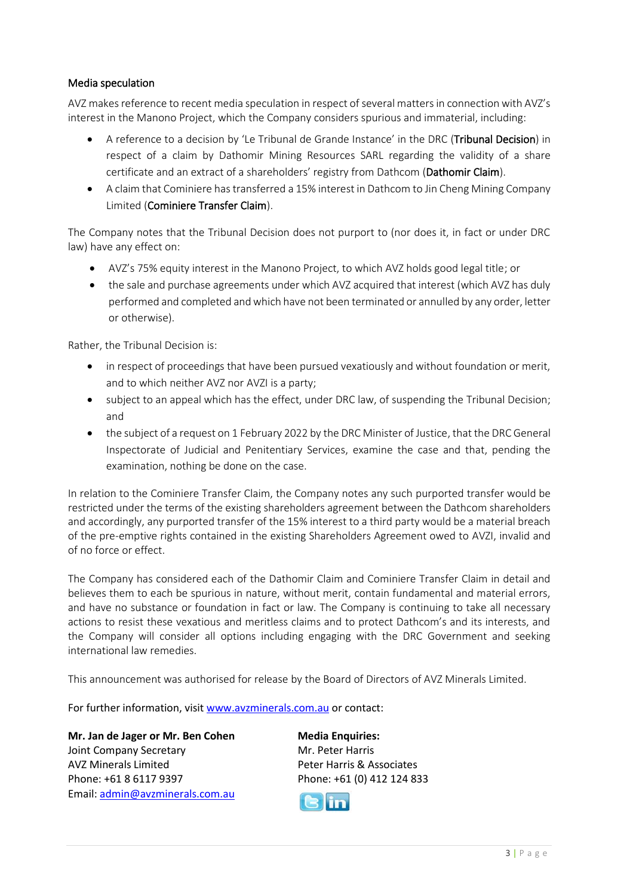## Media speculation

AVZ makes reference to recent media speculation in respect of several matters in connection with AVZ's interest in the Manono Project, which the Company considers spurious and immaterial, including:

- A reference to a decision by 'Le Tribunal de Grande Instance' in the DRC (**Tribunal Decision**) in respect of a claim by Dathomir Mining Resources SARL regarding the validity of a share certificate and an extract of a shareholders' registry from Dathcom (**Dathomir Claim**).
- A claim that Cominiere has transferred a 15% interest in Dathcom to Jin Cheng Mining Company Limited (**Cominiere Transfer Claim**).

The Company notes that the Tribunal Decision does not purport to (nor does it, in fact or under DRC law) have any effect on:

- AVZ's 75% equity interest in the Manono Project, to which AVZ holds good legal title; or
- the sale and purchase agreements under which AVZ acquired that interest (which AVZ has duly performed and completed and which have not been terminated or annulled by any order, letter or otherwise).

Rather, the Tribunal Decision is:

- in respect of proceedings that have been pursued vexatiously and without foundation or merit, and to which neither AVZ nor AVZI is a party;
- subject to an appeal which has the effect, under DRC law, of suspending the Tribunal Decision; and
- the subject of a request on 1 February 2022 by the DRC Minister of Justice, that the DRC General Inspectorate of Judicial and Penitentiary Services, examine the case and that, pending the examination, nothing be done on the case.

In relation to the Cominiere Transfer Claim, the Company notes any such purported transfer would be restricted under the terms of the existing shareholders agreement between the Dathcom shareholders and accordingly, any purported transfer of the 15% interest to a third party would be a material breach of the pre-emptive rights contained in the existing Shareholders Agreement owed to AVZI, invalid and of no force or effect.

The Company has considered each of the Dathomir Claim and Cominiere Transfer Claim in detail and believes them to each be spurious in nature, without merit, contain fundamental and material errors, and have no substance or foundation in fact or law. The Company is continuing to take all necessary actions to resist these vexatious and meritless claims and to protect Dathcom's and its interests, and the Company will consider all options including engaging with the DRC Government and seeking international law remedies.

This announcement was authorised for release by the Board of Directors of AVZ Minerals Limited.

For further information, visit www.avzminerals.com.au or contact:

**Mr. Jan de Jager or Mr. Ben Cohen**
Joint Company Secretary
AVZ Minerals Limited
Phone: +61 8 6117 9397
Email: admin@avzminerals.com.au

**Media Enquiries:**
Mr. Peter Harris
Peter Harris & Associates
Phone: +61 (0) 412 124 833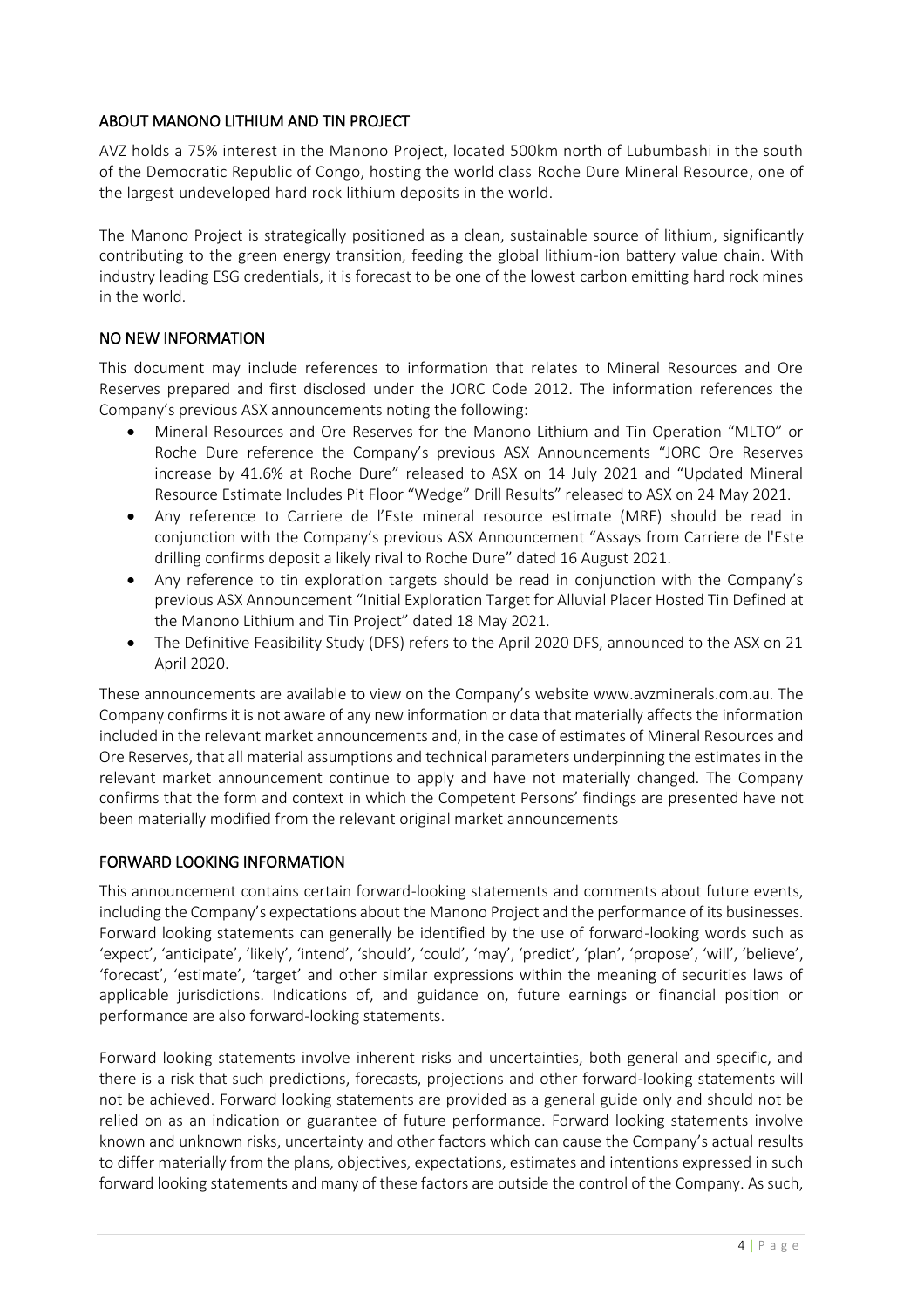## ABOUT MANONO LITHIUM AND TIN PROJECT

AVZ holds a 75% interest in the Manono Project, located 500km north of Lubumbashi in the south of the Democratic Republic of Congo, hosting the world class Roche Dure Mineral Resource, one of the largest undeveloped hard rock lithium deposits in the world.

The Manono Project is strategically positioned as a clean, sustainable source of lithium, significantly contributing to the green energy transition, feeding the global lithium-ion battery value chain. With industry leading ESG credentials, it is forecast to be one of the lowest carbon emitting hard rock mines in the world.

## NO NEW INFORMATION

This document may include references to information that relates to Mineral Resources and Ore Reserves prepared and first disclosed under the JORC Code 2012. The information references the Company's previous ASX announcements noting the following:

- Mineral Resources and Ore Reserves for the Manono Lithium and Tin Operation "MLTO" or Roche Dure reference the Company's previous ASX Announcements "JORC Ore Reserves increase by 41.6% at Roche Dure" released to ASX on 14 July 2021 and "Updated Mineral Resource Estimate Includes Pit Floor "Wedge" Drill Results" released to ASX on 24 May 2021.
- Any reference to Carriere de l'Este mineral resource estimate (MRE) should be read in conjunction with the Company's previous ASX Announcement "Assays from Carriere de l'Este drilling confirms deposit a likely rival to Roche Dure" dated 16 August 2021.
- Any reference to tin exploration targets should be read in conjunction with the Company's previous ASX Announcement "Initial Exploration Target for Alluvial Placer Hosted Tin Defined at the Manono Lithium and Tin Project" dated 18 May 2021.
- The Definitive Feasibility Study (DFS) refers to the April 2020 DFS, announced to the ASX on 21 April 2020.

These announcements are available to view on the Company's website www.avzminerals.com.au. The Company confirms it is not aware of any new information or data that materially affects the information included in the relevant market announcements and, in the case of estimates of Mineral Resources and Ore Reserves, that all material assumptions and technical parameters underpinning the estimates in the relevant market announcement continue to apply and have not materially changed. The Company confirms that the form and context in which the Competent Persons' findings are presented have not been materially modified from the relevant original market announcements

## FORWARD LOOKING INFORMATION

This announcement contains certain forward-looking statements and comments about future events, including the Company's expectations about the Manono Project and the performance of its businesses. Forward looking statements can generally be identified by the use of forward-looking words such as 'expect', 'anticipate', 'likely', 'intend', 'should', 'could', 'may', 'predict', 'plan', 'propose', 'will', 'believe', 'forecast', 'estimate', 'target' and other similar expressions within the meaning of securities laws of applicable jurisdictions. Indications of, and guidance on, future earnings or financial position or performance are also forward-looking statements.

Forward looking statements involve inherent risks and uncertainties, both general and specific, and there is a risk that such predictions, forecasts, projections and other forward-looking statements will not be achieved. Forward looking statements are provided as a general guide only and should not be relied on as an indication or guarantee of future performance. Forward looking statements involve known and unknown risks, uncertainty and other factors which can cause the Company's actual results to differ materially from the plans, objectives, expectations, estimates and intentions expressed in such forward looking statements and many of these factors are outside the control of the Company. As such,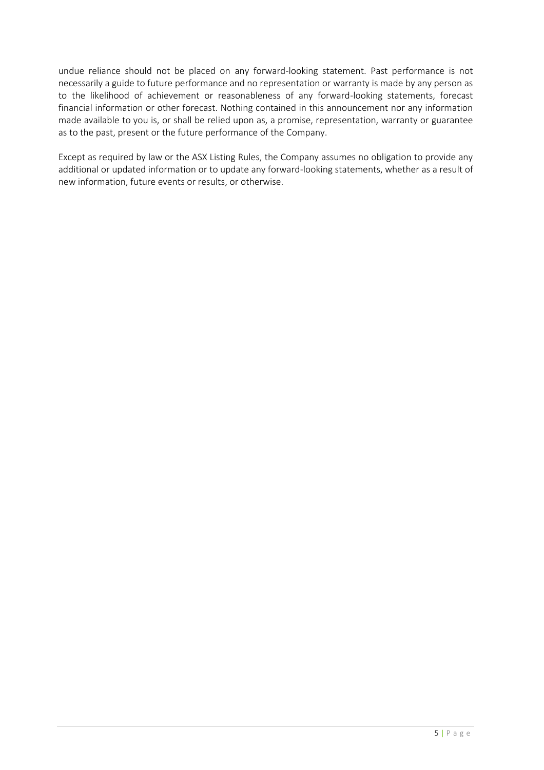undue reliance should not be placed on any forward-looking statement. Past performance is not necessarily a guide to future performance and no representation or warranty is made by any person as to the likelihood of achievement or reasonableness of any forward-looking statements, forecast financial information or other forecast. Nothing contained in this announcement nor any information made available to you is, or shall be relied upon as, a promise, representation, warranty or guarantee as to the past, present or the future performance of the Company.

Except as required by law or the ASX Listing Rules, the Company assumes no obligation to provide any additional or updated information or to update any forward-looking statements, whether as a result of new information, future events or results, or otherwise.